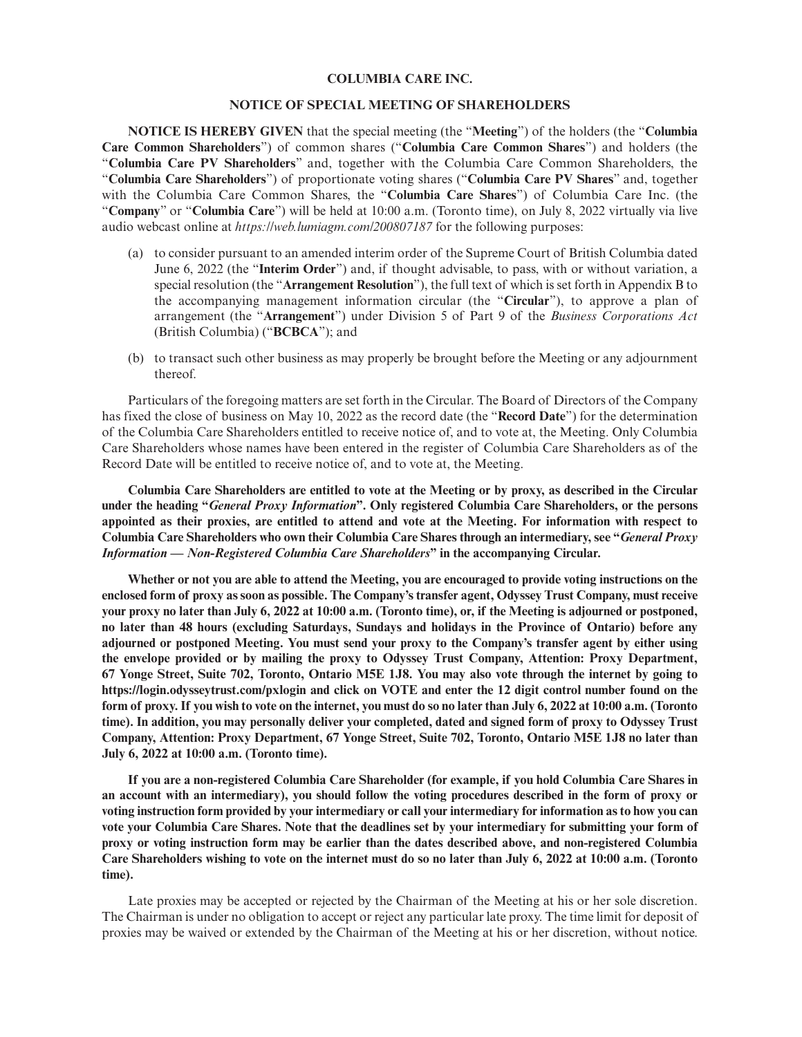# COLUMBIA CARE INC.

## NOTICE OF SPECIAL MEETING OF SHAREHOLDERS

**NOTICE IS HEREBY GIVEN** that the special meeting (the "**Meeting**") of the holders (the "**Columbia Care Common Shareholders**") of common shares ("**Columbia Care Common Shares**") and holders (the "**Columbia Care PV Shareholders**" and, together with the Columbia Care Common Shareholders, the "**Columbia Care Shareholders**") of proportionate voting shares ("**Columbia Care PV Shares**" and, together with the Columbia Care Common Shares, the "**Columbia Care Shares**") of Columbia Care Inc. (the "**Company**" or "**Columbia Care**") will be held at 10:00 a.m. (Toronto time), on July 8, 2022 virtually via live audio webcast online at *https://web.lumiagm.com/200807187* for the following purposes:

(a) to consider pursuant to an amended interim order of the Supreme Court of British Columbia dated June 6, 2022 (the "**Interim Order**") and, if thought advisable, to pass, with or without variation, a special resolution (the "**Arrangement Resolution**"), the full text of which is set forth in Appendix B to the accompanying management information circular (the "**Circular**"), to approve a plan of arrangement (the "**Arrangement**") under Division 5 of Part 9 of the *Business Corporations Act* (British Columbia) ("**BCBCA**"); and

(b) to transact such other business as may properly be brought before the Meeting or any adjournment thereof.

Particulars of the foregoing matters are set forth in the Circular. The Board of Directors of the Company has fixed the close of business on May 10, 2022 as the record date (the "**Record Date**") for the determination of the Columbia Care Shareholders entitled to receive notice of, and to vote at, the Meeting. Only Columbia Care Shareholders whose names have been entered in the register of Columbia Care Shareholders as of the Record Date will be entitled to receive notice of, and to vote at, the Meeting.

**Columbia Care Shareholders are entitled to vote at the Meeting or by proxy, as described in the Circular under the heading "*General Proxy Information*". Only registered Columbia Care Shareholders, or the persons appointed as their proxies, are entitled to attend and vote at the Meeting. For information with respect to Columbia Care Shareholders who own their Columbia Care Shares through an intermediary, see "*General Proxy Information — Non-Registered Columbia Care Shareholders*" in the accompanying Circular.**

**Whether or not you are able to attend the Meeting, you are encouraged to provide voting instructions on the enclosed form of proxy as soon as possible. The Company's transfer agent, Odyssey Trust Company, must receive your proxy no later than July 6, 2022 at 10:00 a.m. (Toronto time), or, if the Meeting is adjourned or postponed, no later than 48 hours (excluding Saturdays, Sundays and holidays in the Province of Ontario) before any adjourned or postponed Meeting. You must send your proxy to the Company's transfer agent by either using the envelope provided or by mailing the proxy to Odyssey Trust Company, Attention: Proxy Department, 67 Yonge Street, Suite 702, Toronto, Ontario M5E 1J8. You may also vote through the internet by going to https://login.odysseytrust.com/pxlogin and click on VOTE and enter the 12 digit control number found on the form of proxy. If you wish to vote on the internet, you must do so no later than July 6, 2022 at 10:00 a.m. (Toronto time). In addition, you may personally deliver your completed, dated and signed form of proxy to Odyssey Trust Company, Attention: Proxy Department, 67 Yonge Street, Suite 702, Toronto, Ontario M5E 1J8 no later than July 6, 2022 at 10:00 a.m. (Toronto time).**

**If you are a non-registered Columbia Care Shareholder (for example, if you hold Columbia Care Shares in an account with an intermediary), you should follow the voting procedures described in the form of proxy or voting instruction form provided by your intermediary or call your intermediary for information as to how you can vote your Columbia Care Shares. Note that the deadlines set by your intermediary for submitting your form of proxy or voting instruction form may be earlier than the dates described above, and non-registered Columbia Care Shareholders wishing to vote on the internet must do so no later than July 6, 2022 at 10:00 a.m. (Toronto time).**

Late proxies may be accepted or rejected by the Chairman of the Meeting at his or her sole discretion. The Chairman is under no obligation to accept or reject any particular late proxy. The time limit for deposit of proxies may be waived or extended by the Chairman of the Meeting at his or her discretion, without notice.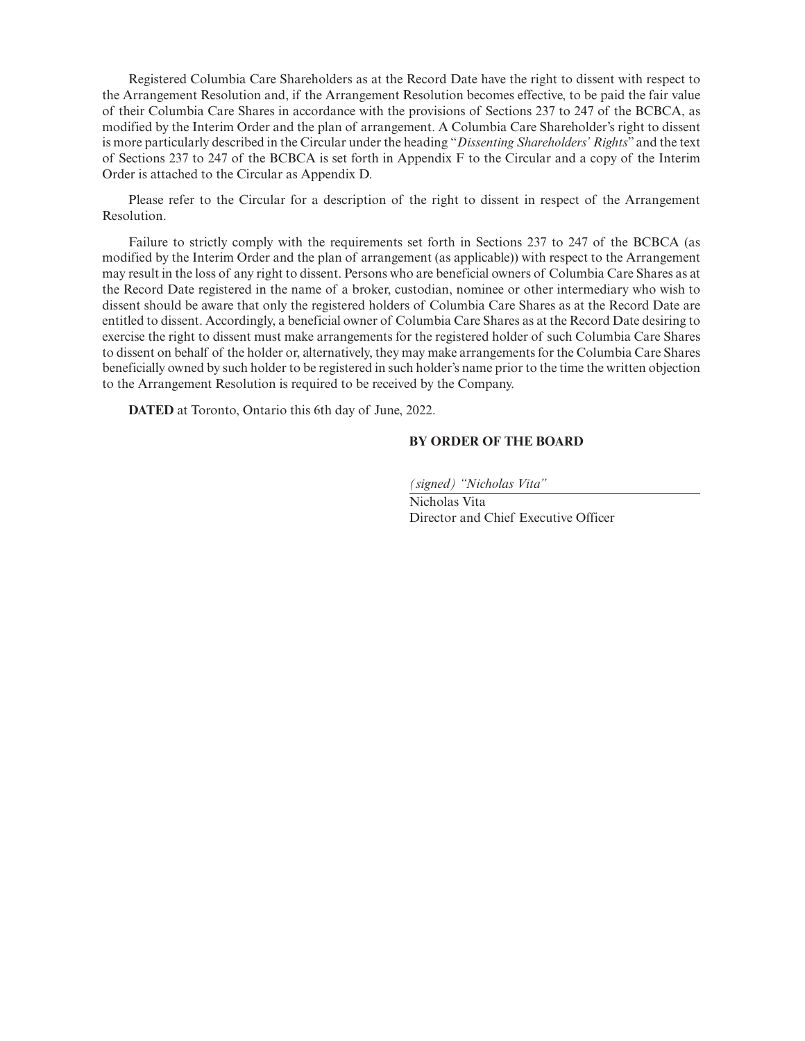Registered Columbia Care Shareholders as at the Record Date have the right to dissent with respect to the Arrangement Resolution and, if the Arrangement Resolution becomes effective, to be paid the fair value of their Columbia Care Shares in accordance with the provisions of Sections 237 to 247 of the BCBCA, as modified by the Interim Order and the plan of arrangement. A Columbia Care Shareholder's right to dissent is more particularly described in the Circular under the heading "*Dissenting Shareholders' Rights*" and the text of Sections 237 to 247 of the BCBCA is set forth in Appendix F to the Circular and a copy of the Interim Order is attached to the Circular as Appendix D.

Please refer to the Circular for a description of the right to dissent in respect of the Arrangement Resolution.

Failure to strictly comply with the requirements set forth in Sections 237 to 247 of the BCBCA (as modified by the Interim Order and the plan of arrangement (as applicable)) with respect to the Arrangement may result in the loss of any right to dissent. Persons who are beneficial owners of Columbia Care Shares as at the Record Date registered in the name of a broker, custodian, nominee or other intermediary who wish to dissent should be aware that only the registered holders of Columbia Care Shares as at the Record Date are entitled to dissent. Accordingly, a beneficial owner of Columbia Care Shares as at the Record Date desiring to exercise the right to dissent must make arrangements for the registered holder of such Columbia Care Shares to dissent on behalf of the holder or, alternatively, they may make arrangements for the Columbia Care Shares beneficially owned by such holder to be registered in such holder's name prior to the time the written objection to the Arrangement Resolution is required to be received by the Company.

**DATED** at Toronto, Ontario this 6th day of June, 2022.

**BY ORDER OF THE BOARD**

*(signed) "Nicholas Vita"*

Nicholas Vita
Director and Chief Executive Officer